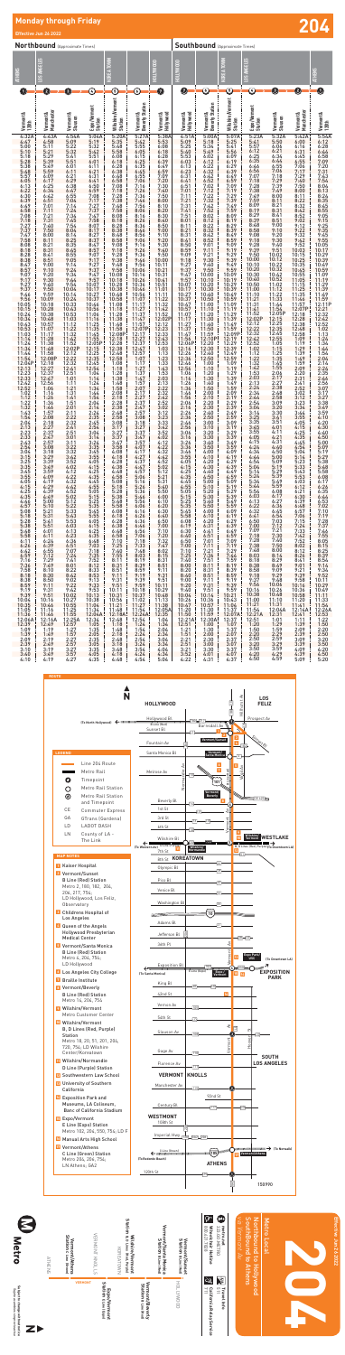# Monday through Friday

**Effective Jun 26 2022**

# 204

## Northbound (Approximate Times)

| ATHENS | | | | | KOREATOWN | HOLLYWOOD |
|---|---|---|---|---|---|---|
| 1 | 2 | 3 | 4 | 5 | 6 | 7 |
| Vermont & 120th | Vermont & Manchester | Vermont & Slauson | Expo/Vermont Station | Wilshire/Vermont Station | Vermont & Beverly | Vermont & Hollywood |
| 4:32A | 4:43A | 4:54A | 5:04A | 5:20A | 5:27A | 5:38A |
| 4:47 | 4:58 | 5:09 | 5:19 | 5:35 | 5:42 | 5:53 |
| 5:00 | 5:11 | 5:22 | 5:32 | 5:48 | 5:55 | 6:08 |
| 5:10 | 5:21 | 5:32 | 5:43 | 5:58 | 6:05 | 6:18 |
| 5:18 | 5:29 | 5:41 | 5:52 | 6:08 | 6:15 | 6:28 |
| 5:28 | 5:39 | 5:51 | 6:02 | 6:18 | 6:25 | 6:39 |
| 5:38 | 5:49 | 6:01 | 6:11 | 6:28 | 6:35 | 6:49 |
| 5:48 | 5:59 | 6:11 | 6:21 | 6:38 | 6:45 | 6:59 |
| 5:57 | 6:09 | 6:21 | 6:31 | 6:48 | 6:55 | 7:09 |
| 6:05 | 6:17 | 6:29 | 6:41 | 6:58 | 7:06 | 7:20 |
| 6:13 | 6:25 | 6:38 | 6:50 | 7:08 | 7:16 | 7:30 |
| 6:22 | 6:34 | 6:47 | 6:59 | 7:18 | 7:26 | 7:40 |
| 6:30 | 6:43 | 6:56 | 7:08 | 7:28 | 7:36 | 7:50 |
| 6:39 | 6:52 | 7:05 | 7:17 | 7:38 | 7:46 | 8:00 |
| 6:47 | 7:01 | 7:14 | 7:27 | 7:48 | 7:56 | 8:10 |
| 6:58 | 7:11 | 7:24 | 7:37 | 7:58 | 8:06 | 8:20 |
| 7:08 | 7:21 | 7:34 | 7:47 | 8:08 | 8:16 | 8:30 |
| 7:18 | 7:31 | 7:45 | 7:58 | 8:18 | 8:26 | 8:40 |
| 7:27 | 7:40 | 7:54 | 8:07 | 8:28 | 8:36 | 8:50 |
| 7:37 | 7:50 | 8:04 | 8:17 | 8:38 | 8:46 | 9:00 |
| 7:48 | 8:00 | 8:14 | 8:27 | 8:48 | 8:56 | 9:10 |
| 7:58 | 8:10 | 8:24 | 8:37 | 8:58 | 9:06 | 9:20 |
| 8:08 | 8:21 | 8:35 | 8:47 | 9:08 | 9:16 | 9:30 |
| 8:18 | 8:31 | 8:45 | 8:57 | 9:18 | 9:26 | 9:40 |
| 8:28 | 8:41 | 8:55 | 9:07 | 9:28 | 9:36 | 9:50 |
| 8:38 | 8:51 | 9:05 | 9:17 | 9:38 | 9:46 | 10:00 |
| 8:47 | 9:00 | 9:14 | 9:27 | 9:48 | 9:56 | 10:10 |
| 8:57 | 9:10 | 9:24 | 9:37 | 9:58 | 10:06 | 10:21 |
| 9:07 | 9:20 | 9:34 | 9:47 | 10:08 | 10:16 | 10:31 |
| 9:17 | 9:30 | 9:44 | 9:57 | 10:18 | 10:26 | 10:41 |
| 9:27 | 9:40 | 9:54 | 10:07 | 10:28 | 10:36 | 10:51 |
| 9:37 | 9:50 | 10:04 | 10:17 | 10:38 | 10:46 | 11:01 |
| 9:46 | 9:59 | 10:13 | 10:27 | 10:48 | 10:56 | 11:11 |
| 9:56 | 10:09 | 10:24 | 10:37 | 10:58 | 11:06 | 11:22 |
| 10:05 | 10:18 | 10:33 | 10:46 | 11:08 | 11:17 | 11:32 |
| 10:15 | 10:28 | 10:43 | 10:56 | 11:18 | 11:27 | 11:42 |
| 10:26 | 10:38 | 10:52 | 11:06 | 11:28 | 11:37 | 11:52 |
| 10:36 | 10:48 | 11:03 | 11:16 | 11:38 | 11:47 | 12:02P |
| 10:43 | 10:57 | 11:12 | 11:25 | 11:48 | 11:57 | 12:12 |
| 10:53 | 11:07 | 11:22 | 11:35 | 11:58 | 12:07P | 12:22 |
| 11:03 | 11:17 | 11:32 | 11:45 | 12:08P | 12:17 | 12:33 |
| 11:14 | 11:28 | 11:42 | 11:55 | 12:18 | 12:27 | 12:43 |
| 11:24 | 11:38 | 11:52 | 12:05P | 12:28 | 12:37 | 12:53 |
| 11:34 | 11:48 | 12:02P | 12:15 | 12:38 | 12:47 | 1:03 |
| 11:44 | 11:58 | 12:12 | 12:25 | 12:48 | 12:57 | 1:13 |
| 11:54 | 12:08P | 12:22 | 12:35 | 12:58 | 1:07 | 1:23 |
| 12:04P | 12:18 | 12:32 | 12:45 | 1:08 | 1:17 | 1:33 |
| 12:13 | 12:27 | 12:41 | 12:54 | 1:18 | 1:27 | 1:43 |
| 12:23 | 12:37 | 12:51 | 1:04 | 1:28 | 1:37 | 1:53 |
| 12:33 | 12:47 | 1:01 | 1:14 | 1:38 | 1:47 | 2:03 |
| 12:42 | 12:56 | 1:11 | 1:24 | 1:49 | 1:57 | 2:13 |
| 12:52 | 1:06 | 1:21 | 1:34 | 1:59 | 2:07 | 2:23 |
| 1:02 | 1:16 | 1:31 | 1:44 | 2:09 | 2:17 | 2:33 |
| 1:12 | 1:26 | 1:41 | 1:54 | 2:19 | 2:27 | 2:43 |
| 1:22 | 1:36 | 1:51 | 2:04 | 2:28 | 2:37 | 2:53 |
| 1:32 | 1:46 | 2:01 | 2:14 | 2:38 | 2:47 | 3:03 |
| 1:42 | 1:56 | 2:11 | 2:24 | 2:48 | 2:57 | 3:13 |
| 1:52 | 2:06 | 2:21 | 2:34 | 2:58 | 3:07 | 3:23 |
| 2:04 | 2:18 | 2:32 | 2:45 | 3:08 | 3:17 | 3:33 |
| 2:13 | 2:27 | 2:41 | 2:54 | 3:17 | 3:27 | 3:43 |
| 2:23 | 2:37 | 2:51 | 3:04 | 3:27 | 3:37 | 3:52 |
| 2:33 | 2:47 | 3:01 | 3:14 | 3:37 | 3:47 | 4:02 |
| 2:44 | 2:58 | 3:12 | 3:24 | 3:46 | 3:56 | 4:12 |
| 2:54 | 3:08 | 3:22 | 3:35 | 3:56 | 4:07 | 4:22 |
| 3:04 | 3:18 | 3:32 | 3:45 | 4:06 | 4:17 | 4:32 |
| 3:15 | 3:29 | 3:42 | 3:55 | 4:18 | 4:27 | 4:42 |
| 3:25 | 3:39 | 3:52 | 4:05 | 4:28 | 4:37 | 4:52 |
| 3:35 | 3:49 | 4:02 | 4:15 | 4:38 | 4:47 | 5:02 |
| 3:45 | 3:59 | 4:12 | 4:25 | 4:48 | 4:57 | 5:12 |
| 3:55 | 4:09 | 4:22 | 4:35 | 4:58 | 5:06 | 5:21 |
| 4:05 | 4:19 | 4:32 | 4:45 | 5:08 | 5:16 | 5:31 |
| 4:15 | 4:29 | 4:42 | 4:55 | 5:18 | 5:26 | 5:40 |
| 4:25 | 4:39 | 4:52 | 5:05 | 5:28 | 5:36 | 5:50 |
| 4:35 | 4:49 | 5:02 | 5:15 | 5:38 | 5:46 | 6:00 |
| 4:46 | 5:00 | 5:13 | 5:25 | 5:48 | 5:56 | 6:10 |
| 4:56 | 5:10 | 5:23 | 5:35 | 5:58 | 6:06 | 6:20 |
| 5:08 | 5:21 | 5:33 | 5:45 | 6:08 | 6:16 | 6:30 |
| 5:18 | 5:31 | 5:43 | 5:55 | 6:18 | 6:26 | 6:40 |
| 5:28 | 5:41 | 5:53 | 6:05 | 6:28 | 6:36 | 6:50 |
| 5:38 | 5:51 | 6:03 | 6:15 | 6:38 | 6:46 | 7:00 |
| 5:48 | 6:00 | 6:13 | 6:25 | 6:48 | 6:56 | 7:10 |
| 5:58 | 6:11 | 6:23 | 6:35 | 6:58 | 7:06 | 7:20 |
| 6:08 | 6:21 | 6:33 | 6:45 | 7:08 | 7:16 | 7:30 |
| 6:20 | 6:33 | 6:45 | 6:57 | 7:18 | 7:25 | 7:38 |
| 6:34 | 6:46 | 6:58 | 7:10 | 7:29 | 7:36 | 7:49 |
| 6:48 | 7:00 | 7:11 | 7:22 | 7:40 | 7:47 | 8:00 |
| 7:02 | 7:14 | 7:25 | 7:35 | 7:52 | 7:59 | 8:11 |
| 7:17 | 7:29 | 7:40 | 7:50 | 8:07 | 8:14 | 8:25 |
| 7:35 | 7:47 | 7:57 | 8:07 | 8:24 | 8:31 | 8:42 |
| 7:58 | 8:10 | 8:20 | 8:29 | 8:46 | 8:52 | 9:03 |
| 8:20 | 8:32 | 8:42 | 8:51 | 9:08 | 9:14 | 9:25 |
| 8:44 | 8:56 | 9:06 | 9:15 | 9:31 | 9:37 | 9:48 |
| 9:09 | 9:21 | 9:31 | 9:40 | 9:56 | 10:02 | 10:13 |
| 9:39 | 9:50 | 10:00 | 10:09 | 10:24 | 10:30 | 10:41 |
| 10:09 | 10:20 | 10:30 | 10:38 | 10:53 | 10:59 | 11:10 |
| 10:39 | 10:50 | 11:00 | 11:08 | 11:22 | 11:28 | 11:39 |
| 11:09 | 11:20 | 11:30 | 11:38 | 11:52 | 11:58 | 12:09A |
| 11:39 | 11:50 | 12:00A | 12:08A | 12:22A | 12:28A | 12:39 |
| 12:09A | 12:20A | 12:30 | 12:38 | 12:52 | 12:58 | 1:09 |
| 12:39 | 12:49 | 12:57 | 1:05 | 1:18 | 1:24 | 1:34 |
| 1:09 | 1:19 | 1:27 | 1:35 | 1:48 | 1:54 | 2:04 |
| 1:39 | 1:49 | 1:57 | 2:05 | 2:18 | 2:24 | 2:34 |
| 2:09 | 2:19 | 2:27 | 2:35 | 2:48 | 2:54 | 3:04 |
| 2:39 | 2:49 | 2:57 | 3:05 | 3:18 | 3:24 | 3:34 |
| 3:10 | 3:19 | 3:27 | 3:35 | 3:48 | 3:54 | 4:04 |
| 3:40 | 3:49 | 3:57 | 4:05 | 4:18 | 4:24 | 4:34 |
| 4:10 | 4:19 | 4:27 | 4:35 | 4:48 | 4:54 | 5:04 |

## Southbound (Approximate Times)

| HOLLYWOOD | KOREATOWN | | | | | ATHENS |
|---|---|---|---|---|---|---|
| 7 | 6 | 5 | 4 | 3 | 2 | 1 |
| Vermont & Hollywood | Vermont & Beverly | Wilshire/Vermont Station | Expo/Vermont Station | Vermont & Slauson | Vermont & Manchester | Vermont & 120th |
| 4:51A | 5:00A | 5:08A | 5:23A | 5:32A | 5:42A | 5:54A |
| 5:05 | 5:14 | 5:23 | 5:38 | 5:48 | 5:58 | 6:10 |
| 5:18 | 5:28 | 5:37 | 5:53 | 6:03 | 6:14 | 6:26 |
| 5:28 | 5:38 | 5:48 | 6:04 | 6:14 | 6:25 | 6:38 |
| 5:38 | 5:48 | 5:58 | 6:14 | 6:25 | 6:36 | 6:49 |
| 5:48 | 5:58 | 6:08 | 6:25 | 6:36 | 6:47 | 7:00 |
| 5:58 | 6:08 | 6:18 | 6:35 | 6:47 | 6:58 | 7:11 |
| 6:07 | 6:18 | 6:28 | 6:45 | 6:57 | 7:09 | 7:22 |
| 6:17 | 6:28 | 6:38 | 6:56 | 7:08 | 7:20 | 7:33 |
| 6:27 | 6:38 | 6:48 | 7:06 | 7:18 | 7:30 | 7:43 |
| 6:37 | 6:48 | 6:58 | 7:16 | 7:28 | 7:40 | 7:54 |
| 6:46 | 6:58 | 7:08 | 7:26 | 7:38 | 7:50 | 8:04 |
| 6:56 | 7:08 | 7:18 | 7:36 | 7:48 | 8:00 | 8:14 |
| 7:05 | 7:17 | 7:28 | 7:46 | 7:58 | 8:10 | 8:24 |
| 7:15 | 7:27 | 7:38 | 7:56 | 8:08 | 8:20 | 8:34 |
| 7:24 | 7:37 | 7:48 | 8:06 | 8:18 | 8:30 | 8:44 |
| 7:34 | 7:47 | 7:58 | 8:16 | 8:28 | 8:40 | 8:54 |
| 7:44 | 7:57 | 8:08 | 8:26 | 8:38 | 8:50 | 9:04 |
| 7:54 | 8:07 | 8:18 | 8:36 | 8:48 | 9:00 | 9:14 |
| 8:04 | 8:17 | 8:28 | 8:46 | 8:58 | 9:10 | 9:24 |
| 8:14 | 8:27 | 8:38 | 8:56 | 9:08 | 9:20 | 9:34 |
| 8:24 | 8:37 | 8:48 | 9:06 | 9:18 | 9:30 | 9:44 |
| 8:34 | 8:47 | 8:58 | 9:16 | 9:28 | 9:40 | 9:54 |
| 8:44 | 8:57 | 9:08 | 9:26 | 9:38 | 9:50 | 10:04 |
| 8:54 | 9:07 | 9:18 | 9:36 | 9:48 | 10:00 | 10:14 |
| 9:04 | 9:17 | 9:28 | 9:46 | 9:58 | 10:10 | 10:24 |
| 9:14 | 9:27 | 9:38 | 9:56 | 10:08 | 10:20 | 10:34 |
| 9:24 | 9:37 | 9:48 | 10:06 | 10:18 | 10:30 | 10:44 |
| 9:34 | 9:47 | 9:58 | 10:16 | 10:28 | 10:40 | 10:54 |
| 9:44 | 9:57 | 10:08 | 10:26 | 10:38 | 10:50 | 11:04 |
| 9:54 | 10:07 | 10:18 | 10:36 | 10:48 | 11:00 | 11:14 |
| 10:04 | 10:17 | 10:28 | 10:46 | 10:58 | 11:10 | 11:24 |
| 10:14 | 10:27 | 10:38 | 10:56 | 11:08 | 11:20 | 11:34 |
| 10:24 | 10:37 | 10:48 | 11:06 | 11:18 | 11:30 | 11:44 |
| 10:34 | 10:47 | 10:58 | 11:16 | 11:28 | 11:40 | 11:54 |
| 10:44 | 10:57 | 11:08 | 11:26 | 11:38 | 11:50 | 12:04P |
| 10:54 | 11:07 | 11:18 | 11:36 | 11:48 | 12:00P | 12:14 |
| 11:04 | 11:17 | 11:28 | 11:46 | 11:58 | 12:10 | 12:24 |
| 11:14 | 11:27 | 11:38 | 11:56 | 12:08P | 12:20 | 12:34 |
| 11:24 | 11:37 | 11:48 | 12:06P | 12:18 | 12:30 | 12:44 |
| 11:34 | 11:47 | 11:58 | 12:16 | 12:28 | 12:40 | 12:54 |
| 11:44 | 11:57 | 12:08P | 12:26 | 12:38 | 12:50 | 1:04 |
| 11:53 | 12:07P | 12:18 | 12:36 | 12:48 | 1:00 | 1:14 |
| 12:03P | 12:17 | 12:28 | 12:46 | 12:58 | 1:10 | 1:24 |
| 12:13 | 12:27 | 12:38 | 12:56 | 1:08 | 1:20 | 1:34 |
| 12:23 | 12:37 | 12:48 | 1:06 | 1:18 | 1:30 | 1:44 |
| 12:33 | 12:47 | 12:58 | 1:16 | 1:28 | 1:40 | 1:54 |
| 12:43 | 12:57 | 1:08 | 1:26 | 1:38 | 1:50 | 2:04 |
| 12:53 | 1:07 | 1:18 | 1:36 | 1:48 | 2:00 | 2:14 |
| 1:03 | 1:17 | 1:28 | 1:46 | 1:58 | 2:10 | 2:24 |
| 1:13 | 1:27 | 1:38 | 1:56 | 2:08 | 2:20 | 2:34 |
| 1:23 | 1:37 | 1:48 | 2:06 | 2:18 | 2:30 | 2:44 |
| 1:33 | 1:47 | 1:58 | 2:16 | 2:28 | 2:40 | 2:54 |
| 1:43 | 1:57 | 2:08 | 2:26 | 2:38 | 2:50 | 3:04 |
| 1:53 | 2:07 | 2:18 | 2:36 | 2:48 | 3:00 | 3:14 |
| 2:03 | 2:17 | 2:28 | 2:46 | 2:58 | 3:10 | 3:24 |
| 2:13 | 2:27 | 2:38 | 2:56 | 3:08 | 3:20 | 3:34 |
| 2:23 | 2:37 | 2:48 | 3:06 | 3:18 | 3:30 | 3:44 |
| 2:33 | 2:47 | 2:58 | 3:16 | 3:28 | 3:40 | 3:54 |
| 2:43 | 2:57 | 3:08 | 3:26 | 3:38 | 3:50 | 4:04 |
| 2:53 | 3:07 | 3:18 | 3:36 | 3:48 | 4:00 | 4:14 |
| 3:03 | 3:17 | 3:28 | 3:46 | 3:58 | 4:10 | 4:24 |
| 3:13 | 3:27 | 3:38 | 3:56 | 4:08 | 4:20 | 4:34 |
| 3:23 | 3:37 | 3:48 | 4:06 | 4:18 | 4:30 | 4:44 |
| 3:33 | 3:47 | 3:58 | 4:16 | 4:28 | 4:40 | 4:54 |
| 3:43 | 3:57 | 4:08 | 4:26 | 4:38 | 4:50 | 5:04 |
| 3:53 | 4:07 | 4:18 | 4:36 | 4:48 | 5:00 | 5:14 |
| 4:03 | 4:17 | 4:28 | 4:46 | 4:58 | 5:10 | 5:24 |
| 4:13 | 4:27 | 4:38 | 4:56 | 5:08 | 5:20 | 5:34 |
| 4:23 | 4:37 | 4:48 | 5:06 | 5:18 | 5:30 | 5:44 |
| 4:33 | 4:47 | 4:58 | 5:16 | 5:28 | 5:40 | 5:54 |
| 4:43 | 4:57 | 5:08 | 5:26 | 5:38 | 5:50 | 6:04 |
| 4:53 | 5:07 | 5:18 | 5:36 | 5:48 | 6:00 | 6:14 |
| 5:03 | 5:17 | 5:28 | 5:46 | 5:58 | 6:10 | 6:24 |
| 5:13 | 5:27 | 5:38 | 5:56 | 6:08 | 6:20 | 6:34 |
| 5:23 | 5:37 | 5:48 | 6:06 | 6:18 | 6:30 | 6:44 |
| 5:33 | 5:47 | 5:58 | 6:16 | 6:28 | 6:40 | 6:54 |
| 5:43 | 5:57 | 6:08 | 6:26 | 6:38 | 6:50 | 7:04 |
| 5:54 | 6:08 | 6:19 | 6:37 | 6:48 | 7:00 | 7:13 |
| 6:05 | 6:19 | 6:30 | 6:47 | 6:58 | 7:10 | 7:22 |
| 6:17 | 6:30 | 6:41 | 6:58 | 7:09 | 7:20 | 7:32 |
| 6:30 | 6:43 | 6:54 | 7:10 | 7:21 | 7:32 | 7:44 |
| 6:44 | 6:56 | 7:07 | 7:23 | 7:33 | 7:44 | 7:56 |
| 6:59 | 7:11 | 7:21 | 7:37 | 7:47 | 7:58 | 8:09 |
| 7:16 | 7:28 | 7:38 | 7:53 | 8:03 | 8:13 | 8:24 |
| 7:36 | 7:47 | 7:57 | 8:12 | 8:21 | 8:31 | 8:42 |
| 7:58 | 8:09 | 8:19 | 8:33 | 8:42 | 8:51 | 9:02 |
| 8:21 | 8:32 | 8:41 | 8:55 | 9:04 | 9:13 | 9:24 |
| 8:48 | 8:59 | 9:08 | 9:22 | 9:30 | 9:39 | 9:50 |
| 9:18 | 9:28 | 9:37 | 9:51 | 9:59 | 10:08 | 10:19 |
| 9:48 | 9:58 | 10:07 | 10:21 | 10:29 | 10:38 | 10:49 |
| 10:18 | 10:28 | 10:37 | 10:51 | 10:59 | 11:08 | 11:19 |
| 10:48 | 10:58 | 11:07 | 11:21 | 11:29 | 11:38 | 11:49 |
| 11:18 | 11:28 | 11:37 | 11:51 | 11:59 | 12:08A | 12:19A |
| 11:48 | 11:58 | 12:07A | 12:21A | 12:29A | 12:38 | 12:49 |
| 12:18A | 12:28A | 12:37 | 12:50 | 12:58 | 1:06 | 1:16 |
| 12:51 | 1:00 | 1:08 | 1:20 | 1:28 | 1:36 | 1:46 |
| 1:21 | 1:30 | 1:38 | 1:50 | 1:58 | 2:06 | 2:16 |
| 1:51 | 2:00 | 2:08 | 2:20 | 2:28 | 2:36 | 2:46 |
| 2:20 | 2:29 | 2:37 | 2:49 | 2:57 | 3:05 | 3:15 |
| 2:50 | 2:59 | 3:07 | 3:19 | 3:27 | 3:35 | 3:45 |
| 3:20 | 3:29 | 3:37 | 3:49 | 3:57 | 4:05 | 4:15 |
| 3:50 | 3:59 | 4:07 | 4:19 | 4:27 | 4:35 | 4:45 |
| 4:20 | 4:29 | 4:37 | 4:49 | 4:57 | 5:05 | 5:15 |

## Legend

- Line 204 Route
- Metro Rail
- Timepoint
- Metro Rail Station
- Metro Rail Station and Timepoint
- CE Commuter Express
- GT Gtrans (Gardena)
- LD LADOT DASH
- LN County of LA – The Link

## Map Notes

1. Kaiser Hospital
2. Vermont/Sunset — B Line (Red) Station; Metro 2, 180, 182, 206, 217, 754; LD Hollywood, Los Feliz, Observatory
3. Childrens Hospital of Los Angeles
4. Queen of the Angels Hollywood Presbyterian Medical Center
5. Vermont/Santa Monica — B Line (Red) Station; Metro 4, 206, 754; LD Hollywood
6. Los Angeles City College
7. Braille Institute
8. Vermont/Beverly — B Line (Red) Station; Metro 14, 206, 754
9. Wilshire/Vermont — Metro Customer Center
10. Wilshire/Vermont — B, D Lines (Red, Purple) Station; Metro 18, 20, 51, 201, 204, 720, 754; LD Wilshire Center/Koreatown
11. Wilshire/Normandie — D Line (Purple) Station
12. Southwestern Law School
13. University of Southern California
14. Exposition Park and Museums, LA Coliseum, Banc of California Stadium
15. Expo/Vermont — E Line (Expo) Station; Metro 102, 204, 550, 754; LD F
16. Manual Arts High School
17. Vermont/Athens — C Line (Green) Station; Metro 204, 206, 754; LN Athens, GA2

Metro Local — Northbound to Hollywood, Southbound to Athens — 204 — Effective Jun 26 2022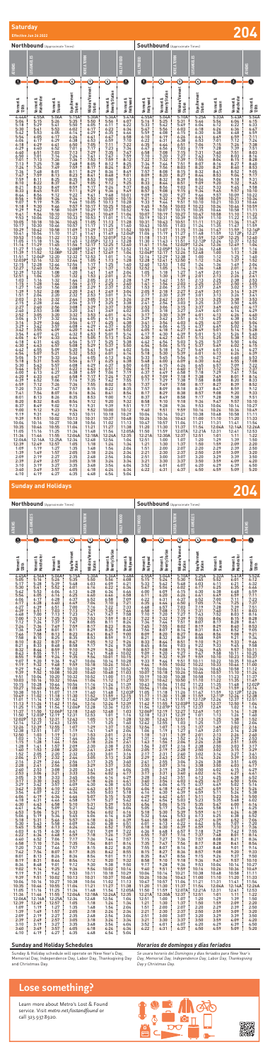# Saturday

**Effective Jun 26 2022**

# 204

## Northbound (Approximate Times)

| Vermont & 120th | Vermont & Manchester | Vermont & Slauson | Expo/Vermont Station | Wilshire/Vermont Station | Vermont & Beverly/Santa Monica | Vermont & Hollywood |
|---|---|---|---|---|---|---|
| 4:44A | 4:55A | 5:06A | 5:15A | 5:30A | 5:38A | 5:47A |
| 5:04 | 5:15 | 5:26 | 5:35 | 5:50 | 5:56 | 6:07 |
| 5:18 | 5:29 | 5:41 | 5:50 | 6:05 | 6:11 | 6:22 |
| 5:32 | 5:43 | 5:55 | 6:02 | 6:17 | 6:23 | 6:33 |
| 5:44 | 5:55 | 6:07 | 6:14 | 6:29 | 6:35 | 6:46 |
| 5:56 | 6:05 | 6:17 | 6:26 | 6:41 | 6:47 | 6:58 |
| 6:06 | 6:17 | 6:29 | 6:38 | 6:53 | 6:59 | 7:10 |
| 6:18 | 6:29 | 6:41 | 6:50 | 7:05 | 7:11 | 7:22 |
| 6:30 | 6:41 | 6:53 | 7:01 | 7:17 | 7:23 | 7:34 |
| 6:40 | 6:51 | 7:03 | 7:13 | 7:29 | 7:35 | 7:47 |
| 6:50 | 7:01 | 7:13 | 7:23 | 7:41 | 7:47 | 7:59 |
| 7:01 | 7:13 | 7:26 | 7:36 | 7:53 | 7:59 | 8:12 |
| 7:13 | 7:25 | 7:38 | 7:48 | 8:05 | 8:12 | 8:25 |
| 7:25 | 7:37 | 7:50 | 8:00 | 8:17 | 8:24 | 8:37 |
| 7:36 | 7:48 | 8:01 | 8:11 | 8:29 | 8:36 | 8:49 |
| 7:48 | 7:59 | 8:13 | 8:23 | 8:41 | 8:48 | 9:01 |
| 7:59 | 8:11 | 8:25 | 8:35 | 8:52 | 9:00 | 9:12 |
| 8:10 | 8:22 | 8:37 | 8:47 | 9:05 | 9:12 | 9:25 |
| 8:21 | 8:33 | 8:49 | 8:59 | 9:17 | 9:25 | 9:37 |
| 8:33 | 8:45 | 9:01 | 9:11 | 9:29 | 9:36 | 9:49 |
| 8:44 | 8:56 | 9:12 | 9:22 | 9:41 | 9:48 | 10:01 |
| 8:55 | 9:07 | 9:24 | 9:34 | 9:53 | 10:00 | 10:13 |
| 9:07 | 9:19 | 9:35 | 9:46 | 10:05 | 10:13 | 10:26 |
| 9:18 | 9:30 | 9:47 | 9:57 | 10:17 | 10:25 | 10:38 |
| 9:29 | 9:42 | 9:58 | 10:09 | 10:29 | 10:37 | 10:50 |
| 9:41 | 9:54 | 10:10 | 10:21 | 10:41 | 10:49 | 11:03 |
| 9:53 | 10:06 | 10:22 | 10:33 | 10:53 | 11:01 | 11:15 |
| 10:05 | 10:18 | 10:34 | 10:45 | 11:05 | 11:13 | 11:28 |
| 10:17 | 10:30 | 10:46 | 10:57 | 11:17 | 11:25 | 11:40 |
| 10:29 | 10:42 | 10:58 | 11:09 | 11:29 | 11:37 | 11:52 |
| 10:41 | 10:54 | 11:10 | 11:21 | 11:41 | 11:49 | 12:04P |
| 10:53 | 11:06 | 11:22 | 11:33 | 11:53 | 12:01P | 12:16 |
| 11:05 | 11:18 | 11:34 | 11:45 | 12:05P | 12:13 | 12:28 |
| 11:17 | 11:30 | 11:46 | 11:57 | 12:17 | 12:25 | 12:40 |
| 11:29 | 11:42 | 11:58 | 12:09P | 12:29 | 12:37 | 12:52 |
| 11:41 | 11:54 | 12:10P | 12:21 | 12:41 | 12:49 | 1:04 |
| 11:53 | 12:06P | 12:22 | 12:33 | 12:53 | 1:01 | 1:16 |
| 12:03P | 12:16 | 12:32 | 12:44 | 1:05 | 1:13 | 1:28 |
| 12:15 | 12:28 | 12:44 | 12:56 | 1:17 | 1:25 | 1:40 |
| 12:27 | 12:40 | 12:56 | 1:08 | 1:29 | 1:37 | 1:52 |
| 12:39 | 12:52 | 1:08 | 1:20 | 1:41 | 1:49 | 2:04 |
| 12:51 | 1:04 | 1:20 | 1:32 | 1:53 | 2:01 | 2:16 |
| 1:03 | 1:16 | 1:32 | 1:44 | 2:05 | 2:13 | 2:28 |
| 1:15 | 1:28 | 1:44 | 1:56 | 2:17 | 2:25 | 2:40 |
| 1:27 | 1:40 | 1:56 | 2:08 | 2:29 | 2:37 | 2:52 |
| 1:39 | 1:52 | 2:08 | 2:20 | 2:41 | 2:49 | 3:04 |
| 1:51 | 2:04 | 2:20 | 2:32 | 2:53 | 3:01 | 3:16 |
| 2:03 | 2:16 | 2:32 | 2:44 | 3:05 | 3:13 | 3:28 |
| 2:15 | 2:28 | 2:44 | 2:56 | 3:17 | 3:25 | 3:40 |
| 2:27 | 2:40 | 2:56 | 3:08 | 3:29 | 3:37 | 3:52 |
| 2:39 | 2:52 | 3:08 | 3:20 | 3:41 | 3:49 | 4:04 |
| 2:51 | 3:04 | 3:20 | 3:32 | 3:53 | 4:01 | 4:16 |
| 3:04 | 3:17 | 3:33 | 3:44 | 4:05 | 4:13 | 4:28 |
| 3:16 | 3:29 | 3:45 | 3:56 | 4:17 | 4:25 | 4:40 |
| 3:28 | 3:41 | 3:57 | 4:08 | 4:29 | 4:37 | 4:52 |
| 3:40 | 3:53 | 4:09 | 4:20 | 4:41 | 4:49 | 5:04 |
| 3:52 | 4:05 | 4:21 | 4:32 | 4:53 | 5:01 | 5:16 |
| 4:04 | 4:17 | 4:33 | 4:44 | 5:05 | 5:13 | 5:28 |
| 4:16 | 4:29 | 4:45 | 4:56 | 5:17 | 5:25 | 5:40 |
| 4:28 | 4:41 | 4:57 | 5:08 | 5:29 | 5:37 | 5:52 |
| 4:40 | 4:53 | 5:09 | 5:20 | 5:41 | 5:49 | 6:04 |
| 4:52 | 5:05 | 5:21 | 5:32 | 5:53 | 6:01 | 6:15 |
| 5:04 | 5:17 | 5:33 | 5:44 | 6:05 | 6:13 | 6:27 |
| 5:16 | 5:29 | 5:45 | 5:56 | 6:17 | 6:25 | 6:39 |
| 5:29 | 5:42 | 5:58 | 6:08 | 6:29 | 6:37 | 6:51 |
| 5:42 | 5:55 | 6:10 | 6:20 | 6:41 | 6:49 | 7:03 |
| 5:55 | 6:07 | 6:22 | 6:32 | 6:53 | 7:01 | 7:14 |
| 6:09 | 6:21 | 6:36 | 6:46 | 7:06 | 7:13 | 7:26 |
| 6:24 | 6:36 | 6:51 | 7:00 | 7:20 | 7:27 | 7:40 |
| 6:39 | 6:51 | 7:06 | 7:15 | 7:35 | 7:42 | 7:55 |
| 6:54 | 7:06 | 7:21 | 7:30 | 7:50 | 7:57 | 8:10 |
| 7:09 | 7:21 | 7:36 | 7:45 | 8:05 | 8:12 | 8:25 |
| 7:24 | 7:36 | 7:51 | 8:00 | 8:19 | 8:26 | 8:39 |
| 7:41 | 7:53 | 8:07 | 8:16 | 8:34 | 8:41 | 8:53 |
| 8:02 | 8:14 | 8:28 | 8:37 | 8:55 | 9:02 | 9:14 |
| 8:22 | 8:34 | 8:48 | 8:57 | 9:15 | 9:22 | 9:34 |
| 8:42 | 8:54 | 9:08 | 9:17 | 9:34 | 9:41 | 9:53 |
| 9:03 | 9:14 | 9:27 | 9:36 | 9:53 | 10:00 | 10:12 |
| 9:31 | 9:42 | 9:55 | 10:04 | 10:21 | 10:28 | 10:40 |
| 10:01 | 10:12 | 10:25 | 10:33 | 10:49 | 10:56 | 11:07 |
| 10:31 | 10:42 | 10:55 | 11:03 | 11:19 | 11:26 | 11:37 |
| 11:03 | 11:13 | 11:25 | 11:33 | 11:48 | 11:55 | 12:06A |
| 11:33 | 11:43 | 11:55 | 12:03A | 12:18A | 12:25A | 12:36 |
| 12:04A | 12:14A | 12:26 | 12:34 | 12:48 | 12:55 | 1:05 |
| 12:34 | 12:44 | 12:56 | 1:04 | 1:18 | 1:24 | 1:34 |
| 1:09 | 1:19 | 1:29 | 1:37 | 1:50 | 1:56 | 2:04 |
| 2:09 | 2:19 | 2:29 | 2:37 | 2:49 | 2:55 | 3:03 |
| 3:09 | 3:19 | 3:29 | 3:37 | 3:49 | 3:55 | 4:03 |
| 4:10 | 4:19 | 4:27 | 4:35 | 4:48 | 4:54 | 5:01 |

## Southbound (Approximate Times)

| Vermont & Hollywood | Vermont & Beverly/Santa Monica | Wilshire/Vermont Station | Expo/Vermont Station | Vermont & Slauson | Vermont & Manchester | Vermont & 120th |
|---|---|---|---|---|---|---|
| 4:36A | 4:44A | 4:53A | 5:06A | 5:14A | 5:25A | 5:36A |
| 5:06 | 5:14 | 5:23 | 5:36 | 5:44 | 5:55 | 6:06 |
| 5:29 | 5:38 | 5:47 | 6:00 | 6:09 | 6:20 | 6:31 |
| 5:50 | 5:59 | 6:08 | 6:21 | 6:30 | 6:41 | 6:52 |
| 6:10 | 6:19 | 6:28 | 6:41 | 6:50 | 7:01 | 7:12 |
| 6:28 | 6:37 | 6:47 | 7:00 | 7:09 | 7:20 | 7:32 |
| 6:43 | 6:52 | 7:02 | 7:15 | 7:24 | 7:36 | 7:48 |
| 6:58 | 7:08 | 7:18 | 7:31 | 7:41 | 7:53 | 8:05 |
| 7:13 | 7:23 | 7:33 | 7:46 | 7:56 | 8:08 | 8:20 |
| 7:27 | 7:37 | 7:47 | 8:00 | 8:10 | 8:22 | 8:35 |
| 7:40 | 7:50 | 8:00 | 8:14 | 8:24 | 8:37 | 8:50 |
| 7:52 | 8:02 | 8:13 | 8:27 | 8:37 | 8:50 | 9:03 |
| 8:04 | 8:14 | 8:25 | 8:39 | 8:50 | 9:03 | 9:16 |
| 8:16 | 8:26 | 8:37 | 8:51 | 9:02 | 9:15 | 9:28 |
| 8:28 | 8:38 | 8:49 | 9:03 | 9:14 | 9:27 | 9:40 |
| 8:40 | 8:50 | 9:01 | 9:15 | 9:26 | 9:39 | 9:52 |
| 8:52 | 9:02 | 9:13 | 9:27 | 9:39 | 9:52 | 10:05 |
| 9:04 | 9:14 | 9:25 | 9:40 | 9:52 | 10:05 | 10:18 |
| 9:16 | 9:26 | 9:37 | 9:52 | 10:04 | 10:17 | 10:30 |
| 9:28 | 9:38 | 9:49 | 10:04 | 10:16 | 10:29 | 10:42 |
| 9:40 | 9:50 | 10:01 | 10:16 | 10:28 | 10:41 | 10:54 |
| 9:52 | 10:02 | 10:13 | 10:28 | 10:40 | 10:53 | 11:06 |
| 10:04 | 10:14 | 10:25 | 10:40 | 10:52 | 11:05 | 11:18 |
| 10:16 | 10:26 | 10:37 | 10:52 | 11:04 | 11:17 | 11:30 |
| 10:28 | 10:38 | 10:49 | 11:04 | 11:16 | 11:29 | 11:42 |
| 10:40 | 10:50 | 11:01 | 11:16 | 11:28 | 11:41 | 11:54 |
| 10:52 | 11:02 | 11:13 | 11:28 | 11:40 | 11:53 | 12:06P |
| 11:04 | 11:14 | 11:25 | 11:40 | 11:52 | 12:05P | 12:18 |
| 11:16 | 11:26 | 11:37 | 11:52 | 12:04P | 12:17 | 12:30 |
| 11:28 | 11:38 | 11:49 | 12:04P | 12:16 | 12:29 | 12:42 |
| 11:40 | 11:50 | 12:01P | 12:16 | 12:28 | 12:41 | 12:54 |
| 11:52 | 12:02P | 12:13 | 12:28 | 12:40 | 12:53 | 1:06 |
| 12:04P | 12:14 | 12:25 | 12:40 | 12:52 | 1:05 | 1:18 |
| 12:16 | 12:26 | 12:37 | 12:52 | 1:04 | 1:17 | 1:30 |
| 12:28 | 12:38 | 12:49 | 1:04 | 1:16 | 1:29 | 1:42 |
| 12:40 | 12:50 | 1:01 | 1:16 | 1:28 | 1:41 | 1:54 |
| 12:52 | 1:02 | 1:13 | 1:28 | 1:40 | 1:53 | 2:06 |
| 1:04 | 1:14 | 1:25 | 1:40 | 1:52 | 2:05 | 2:18 |
| 1:16 | 1:26 | 1:37 | 1:52 | 2:04 | 2:17 | 2:30 |
| 1:28 | 1:38 | 1:49 | 2:04 | 2:16 | 2:29 | 2:42 |
| 1:40 | 1:50 | 2:01 | 2:16 | 2:28 | 2:41 | 2:54 |
| 1:52 | 2:02 | 2:13 | 2:28 | 2:40 | 2:53 | 3:06 |
| 2:04 | 2:14 | 2:25 | 2:40 | 2:52 | 3:05 | 3:18 |
| 2:16 | 2:26 | 2:37 | 2:52 | 3:04 | 3:17 | 3:30 |
| 2:28 | 2:38 | 2:49 | 3:04 | 3:16 | 3:29 | 3:42 |
| 2:40 | 2:50 | 3:01 | 3:16 | 3:28 | 3:41 | 3:54 |
| 2:52 | 3:02 | 3:13 | 3:28 | 3:40 | 3:53 | 4:06 |
| 3:04 | 3:14 | 3:25 | 3:40 | 3:52 | 4:05 | 4:18 |
| 3:16 | 3:26 | 3:37 | 3:52 | 4:04 | 4:17 | 4:30 |
| 3:28 | 3:38 | 3:49 | 4:04 | 4:16 | 4:29 | 4:42 |
| 3:40 | 3:50 | 4:01 | 4:16 | 4:28 | 4:41 | 4:54 |
| 3:52 | 4:02 | 4:13 | 4:28 | 4:40 | 4:53 | 5:06 |
| 4:04 | 4:14 | 4:25 | 4:40 | 4:52 | 5:05 | 5:18 |
| 4:16 | 4:26 | 4:37 | 4:52 | 5:04 | 5:17 | 5:30 |
| 4:28 | 4:38 | 4:49 | 5:04 | 5:16 | 5:29 | 5:42 |
| 4:40 | 4:50 | 5:01 | 5:16 | 5:28 | 5:41 | 5:54 |
| 4:52 | 5:02 | 5:13 | 5:28 | 5:40 | 5:53 | 6:06 |
| 5:04 | 5:14 | 5:25 | 5:40 | 5:52 | 6:05 | 6:18 |
| 5:16 | 5:26 | 5:37 | 5:52 | 6:04 | 6:17 | 6:30 |
| 5:28 | 5:38 | 5:49 | 6:04 | 6:16 | 6:29 | 6:42 |
| 5:40 | 5:50 | 6:01 | 6:16 | 6:28 | 6:41 | 6:54 |
| 5:52 | 6:02 | 6:13 | 6:28 | 6:40 | 6:53 | 7:05 |
| 6:04 | 6:14 | 6:25 | 6:40 | 6:52 | 7:05 | 7:17 |
| 6:17 | 6:27 | 6:38 | 6:53 | 7:05 | 7:17 | 7:29 |
| 6:31 | 6:41 | 6:52 | 7:07 | 7:18 | 7:30 | 7:42 |
| 6:45 | 6:55 | 7:06 | 7:20 | 7:31 | 7:43 | 7:55 |
| 7:00 | 7:10 | 7:20 | 7:34 | 7:45 | 7:57 | 8:09 |
| 7:15 | 7:25 | 7:35 | 7:49 | 8:00 | 8:12 | 8:24 |
| 7:30 | 7:40 | 7:50 | 8:04 | 8:15 | 8:27 | 8:39 |
| 7:45 | 7:55 | 8:05 | 8:19 | 8:30 | 8:42 | 8:53 |
| 8:02 | 8:12 | 8:22 | 8:35 | 8:46 | 8:57 | 9:08 |
| 8:22 | 8:31 | 8:41 | 8:54 | 9:05 | 9:16 | 9:27 |
| 8:42 | 8:51 | 9:01 | 9:14 | 9:25 | 9:36 | 9:47 |
| 9:02 | 9:11 | 9:21 | 9:34 | 9:44 | 9:55 | 10:06 |
| 9:32 | 9:41 | 9:51 | 10:04 | 10:14 | 10:25 | 10:36 |
| 10:02 | 10:11 | 10:21 | 10:33 | 10:43 | 10:54 | 11:05 |
| 10:32 | 10:41 | 10:51 | 11:03 | 11:13 | 11:24 | 11:35 |
| 11:02 | 11:11 | 11:20 | 11:32 | 11:42 | 11:53 | 12:04A |
| 11:32 | 11:41 | 11:50 | 12:02A | 12:12A | 12:23A | 12:34 |
| 12:02A | 12:11A | 12:20A | 12:32 | 12:41 | 12:52 | 1:03 |
| 12:38 | 12:47 | 12:56 | 1:07 | 1:16 | 1:27 | 1:38 |
| 1:36 | 1:44 | 1:53 | 2:04 | 2:13 | 2:23 | 2:33 |
| 2:36 | 2:44 | 2:53 | 3:04 | 3:13 | 3:23 | 3:33 |
| 3:36 | 3:44 | 3:53 | 4:04 | 4:13 | 4:23 | 4:33 |

# Sunday and Holidays

# 204

## Northbound (Approximate Times)

| Vermont & 120th | Vermont & Manchester | Vermont & Slauson | Expo/Vermont Station | Wilshire/Vermont Station | Vermont & Beverly/Santa Monica | Vermont & Hollywood |
|---|---|---|---|---|---|---|
| 4:44A | 4:55A | 5:06A | 5:15A | 5:30A | 5:38A | 5:47A |
| 5:04 | 5:15 | 5:26 | 5:35 | 5:50 | 5:56 | 6:07 |
| 5:24 | 5:35 | 5:46 | 5:55 | 6:10 | 6:16 | 6:27 |
| 5:44 | 5:55 | 6:06 | 6:15 | 6:30 | 6:36 | 6:47 |
| 6:04 | 6:15 | 6:26 | 6:35 | 6:50 | 6:56 | 7:07 |
| 6:24 | 6:35 | 6:46 | 6:55 | 7:10 | 7:16 | 7:27 |
| 6:42 | 6:53 | 7:05 | 7:14 | 7:30 | 7:36 | 7:48 |
| 6:59 | 7:10 | 7:22 | 7:31 | 7:47 | 7:54 | 8:06 |
| 7:14 | 7:25 | 7:37 | 7:46 | 8:03 | 8:10 | 8:22 |
| 7:29 | 7:40 | 7:52 | 8:01 | 8:18 | 8:25 | 8:37 |
| 7:44 | 7:55 | 8:07 | 8:16 | 8:33 | 8:40 | 8:52 |
| 7:58 | 8:09 | 8:22 | 8:31 | 8:48 | 8:55 | 9:08 |
| 8:12 | 8:23 | 8:36 | 8:45 | 9:03 | 9:10 | 9:23 |
| 8:26 | 8:37 | 8:50 | 9:00 | 9:18 | 9:25 | 9:38 |
| 8:40 | 8:51 | 9:05 | 9:15 | 9:33 | 9:40 | 9:53 |
| 8:53 | 9:05 | 9:19 | 9:29 | 9:48 | 9:55 | 10:08 |
| 9:06 | 9:18 | 9:33 | 9:43 | 10:02 | 10:09 | 10:22 |
| 9:19 | 9:31 | 9:46 | 9:56 | 10:15 | 10:22 | 10:36 |
| 9:32 | 9:44 | 9:59 | 10:09 | 10:28 | 10:36 | 10:50 |
| 9:45 | 9:57 | 10:12 | 10:22 | 10:42 | 10:50 | 11:04 |
| 9:58 | 10:10 | 10:25 | 10:35 | 10:55 | 11:03 | 11:17 |
| 10:11 | 10:23 | 10:38 | 10:48 | 11:08 | 11:16 | 11:30 |
| 10:24 | 10:36 | 10:51 | 11:01 | 11:21 | 11:29 | 11:43 |
| 10:37 | 10:49 | 11:04 | 11:14 | 11:34 | 11:42 | 11:56 |
| 10:50 | 11:02 | 11:17 | 11:27 | 11:47 | 11:55 | 12:09P |
| 11:03 | 11:15 | 11:30 | 11:40 | 12:00P | 12:08P | 12:22 |
| 11:16 | 11:28 | 11:43 | 11:53 | 12:13 | 12:21 | 12:35 |
| 11:29 | 11:41 | 11:56 | 12:06P | 12:26 | 12:34 | 12:48 |
| 11:42 | 11:54 | 12:09P | 12:19 | 12:39 | 12:47 | 1:01 |
| 11:55 | 12:07P | 12:22 | 12:32 | 12:52 | 1:00 | 1:14 |
| 12:08P | 12:20 | 12:35 | 12:45 | 1:05 | 1:13 | 1:27 |
| 12:21 | 12:33 | 12:48 | 12:58 | 1:18 | 1:26 | 1:40 |
| 12:34 | 12:46 | 1:01 | 1:11 | 1:31 | 1:39 | 1:53 |
| 12:47 | 12:59 | 1:14 | 1:24 | 1:44 | 1:52 | 2:06 |
| 1:00 | 1:12 | 1:27 | 1:37 | 1:57 | 2:05 | 2:19 |
| 1:13 | 1:25 | 1:40 | 1:50 | 2:10 | 2:18 | 2:32 |
| 1:26 | 1:38 | 1:53 | 2:03 | 2:23 | 2:31 | 2:45 |
| 1:39 | 1:51 | 2:06 | 2:16 | 2:36 | 2:44 | 2:58 |
| 1:52 | 2:04 | 2:19 | 2:29 | 2:49 | 2:57 | 3:11 |
| 2:05 | 2:17 | 2:32 | 2:42 | 3:02 | 3:10 | 3:24 |
| 2:18 | 2:30 | 2:45 | 2:55 | 3:15 | 3:23 | 3:37 |
| 2:31 | 2:43 | 2:58 | 3:08 | 3:28 | 3:36 | 3:50 |
| 2:44 | 2:56 | 3:11 | 3:21 | 3:41 | 3:49 | 4:03 |
| 2:57 | 3:09 | 3:24 | 3:34 | 3:54 | 4:02 | 4:16 |
| 3:10 | 3:22 | 3:37 | 3:47 | 4:07 | 4:15 | 4:29 |
| 3:23 | 3:35 | 3:50 | 4:00 | 4:20 | 4:28 | 4:42 |
| 3:36 | 3:48 | 4:03 | 4:13 | 4:33 | 4:41 | 4:55 |
| 3:49 | 4:01 | 4:16 | 4:26 | 4:46 | 4:54 | 5:08 |
| 4:02 | 4:14 | 4:29 | 4:39 | 4:59 | 5:07 | 5:21 |
| 4:15 | 4:27 | 4:42 | 4:52 | 5:12 | 5:20 | 5:34 |
| 4:28 | 4:40 | 4:55 | 5:05 | 5:25 | 5:33 | 5:47 |
| 4:41 | 4:53 | 5:08 | 5:18 | 5:38 | 5:46 | 6:00 |
| 4:54 | 5:06 | 5:21 | 5:31 | 5:51 | 5:59 | 6:13 |
| 5:07 | 5:19 | 5:34 | 5:44 | 6:04 | 6:12 | 6:26 |
| 5:20 | 5:32 | 5:47 | 5:57 | 6:17 | 6:25 | 6:39 |
| 5:33 | 5:45 | 6:00 | 6:10 | 6:30 | 6:38 | 6:52 |
| 5:46 | 5:58 | 6:13 | 6:23 | 6:43 | 6:51 | 7:04 |
| 6:00 | 6:12 | 6:27 | 6:37 | 6:56 | 7:03 | 7:16 |
| 6:15 | 6:27 | 6:42 | 6:51 | 7:10 | 7:17 | 7:30 |
| 6:30 | 6:42 | 6:57 | 7:06 | 7:25 | 7:32 | 7:45 |
| 6:47 | 6:59 | 7:13 | 7:22 | 7:41 | 7:48 | 8:00 |
| 7:04 | 7:16 | 7:30 | 7:39 | 7:57 | 8:04 | 8:16 |
| 7:24 | 7:36 | 7:50 | 7:59 | 8:17 | 8:24 | 8:36 |
| 7:44 | 7:56 | 8:10 | 8:19 | 8:36 | 8:43 | 8:55 |
| 8:04 | 8:15 | 8:28 | 8:37 | 8:54 | 9:01 | 9:13 |
| 8:30 | 8:41 | 8:54 | 9:03 | 9:20 | 9:27 | 9:39 |
| 9:00 | 9:11 | 9:24 | 9:33 | 9:50 | 9:57 | 10:09 |
| 9:31 | 9:42 | 9:55 | 10:04 | 10:21 | 10:28 | 10:40 |
| 10:01 | 10:12 | 10:25 | 10:33 | 10:49 | 10:56 | 11:07 |
| 10:31 | 10:42 | 10:55 | 11:03 | 11:19 | 11:26 | 11:37 |
| 11:03 | 11:13 | 11:25 | 11:33 | 11:48 | 11:55 | 12:06A |
| 11:33 | 11:43 | 11:55 | 12:03A | 12:18A | 12:25A | 12:36 |
| 12:04A | 12:14A | 12:26 | 12:34 | 12:48 | 12:55 | 1:05 |
| 12:34 | 12:44 | 12:56 | 1:04 | 1:18 | 1:24 | 1:34 |
| 1:09 | 1:19 | 1:29 | 1:37 | 1:50 | 1:56 | 2:04 |
| 2:09 | 2:19 | 2:29 | 2:37 | 2:49 | 2:55 | 3:03 |
| 3:09 | 3:19 | 3:29 | 3:37 | 3:49 | 3:55 | 4:03 |
| 4:10 | 4:19 | 4:27 | 4:35 | 4:48 | 4:54 | 5:01 |

## Southbound (Approximate Times)

| Vermont & Hollywood | Vermont & Beverly/Santa Monica | Wilshire/Vermont Station | Expo/Vermont Station | Vermont & Slauson | Vermont & Manchester | Vermont & 120th |
|---|---|---|---|---|---|---|
| 4:36A | 4:44A | 4:53A | 5:06A | 5:14A | 5:25A | 5:36A |
| 5:06 | 5:14 | 5:23 | 5:36 | 5:44 | 5:55 | 6:06 |
| 5:29 | 5:38 | 5:47 | 6:00 | 6:09 | 6:20 | 6:31 |
| 5:50 | 5:59 | 6:08 | 6:21 | 6:30 | 6:41 | 6:52 |
| 6:10 | 6:19 | 6:28 | 6:41 | 6:50 | 7:01 | 7:12 |
| 6:30 | 6:39 | 6:48 | 7:01 | 7:10 | 7:21 | 7:32 |
| 6:48 | 6:57 | 7:07 | 7:20 | 7:29 | 7:40 | 7:52 |
| 7:05 | 7:14 | 7:24 | 7:37 | 7:46 | 7:58 | 8:10 |
| 7:20 | 7:29 | 7:39 | 7:52 | 8:02 | 8:14 | 8:26 |
| 7:35 | 7:44 | 7:54 | 8:07 | 8:17 | 8:29 | 8:41 |
| 7:50 | 7:59 | 8:09 | 8:22 | 8:32 | 8:44 | 8:56 |
| 8:04 | 8:14 | 8:24 | 8:37 | 8:47 | 8:59 | 9:11 |
| 8:18 | 8:28 | 8:38 | 8:52 | 9:02 | 9:14 | 9:26 |
| 8:32 | 8:42 | 8:52 | 9:06 | 9:16 | 9:28 | 9:41 |
| 8:46 | 8:56 | 9:07 | 9:21 | 9:31 | 9:43 | 9:56 |
| 9:00 | 9:10 | 9:21 | 9:35 | 9:46 | 9:58 | 10:11 |
| 9:13 | 9:23 | 9:34 | 9:49 | 10:00 | 10:13 | 10:26 |
| 9:26 | 9:36 | 9:47 | 10:02 | 10:14 | 10:27 | 10:40 |
| 9:39 | 9:49 | 10:00 | 10:15 | 10:27 | 10:40 | 10:53 |
| 9:52 | 10:02 | 10:13 | 10:28 | 10:40 | 10:53 | 11:06 |
| 10:05 | 10:15 | 10:26 | 10:41 | 10:53 | 11:06 | 11:19 |
| 10:18 | 10:28 | 10:39 | 10:54 | 11:06 | 11:19 | 11:32 |
| 10:31 | 10:41 | 10:52 | 11:07 | 11:19 | 11:32 | 11:45 |
| 10:44 | 10:54 | 11:05 | 11:20 | 11:32 | 11:45 | 11:58 |
| 10:57 | 11:07 | 11:18 | 11:33 | 11:45 | 11:58 | 12:11P |
| 11:10 | 11:20 | 11:31 | 11:46 | 11:58 | 12:11P | 12:24 |
| 11:23 | 11:33 | 11:44 | 11:59 | 12:11P | 12:24 | 12:37 |
| 11:36 | 11:46 | 11:57 | 12:12P | 12:24 | 12:37 | 12:50 |
| 11:49 | 11:59 | 12:10P | 12:25 | 12:37 | 12:50 | 1:03 |
| 12:02P | 12:12P | 12:23 | 12:38 | 12:50 | 1:03 | 1:16 |
| 12:15 | 12:25 | 12:36 | 12:51 | 1:03 | 1:16 | 1:29 |
| 12:28 | 12:38 | 12:49 | 1:04 | 1:16 | 1:29 | 1:42 |
| 12:41 | 12:51 | 1:02 | 1:17 | 1:29 | 1:42 | 1:55 |
| 12:54 | 1:04 | 1:15 | 1:30 | 1:42 | 1:55 | 2:08 |
| 1:07 | 1:17 | 1:28 | 1:43 | 1:55 | 2:08 | 2:21 |
| 1:20 | 1:30 | 1:41 | 1:56 | 2:08 | 2:21 | 2:34 |
| 1:33 | 1:43 | 1:54 | 2:09 | 2:21 | 2:34 | 2:47 |
| 1:46 | 1:56 | 2:07 | 2:22 | 2:34 | 2:47 | 3:00 |
| 1:59 | 2:09 | 2:20 | 2:35 | 2:47 | 3:00 | 3:13 |
| 2:12 | 2:22 | 2:33 | 2:48 | 3:00 | 3:13 | 3:26 |
| 2:25 | 2:35 | 2:46 | 3:01 | 3:13 | 3:26 | 3:39 |
| 2:38 | 2:48 | 2:59 | 3:14 | 3:26 | 3:39 | 3:52 |
| 2:51 | 3:01 | 3:12 | 3:27 | 3:39 | 3:52 | 4:05 |
| 3:04 | 3:14 | 3:25 | 3:40 | 3:52 | 4:05 | 4:18 |
| 3:17 | 3:27 | 3:38 | 3:53 | 4:05 | 4:18 | 4:31 |
| 3:30 | 3:40 | 3:51 | 4:06 | 4:18 | 4:31 | 4:44 |
| 3:43 | 3:53 | 4:04 | 4:19 | 4:31 | 4:44 | 4:57 |
| 3:56 | 4:06 | 4:17 | 4:32 | 4:44 | 4:57 | 5:10 |
| 4:09 | 4:19 | 4:30 | 4:45 | 4:57 | 5:10 | 5:23 |
| 4:22 | 4:32 | 4:43 | 4:58 | 5:10 | 5:23 | 5:36 |
| 4:35 | 4:45 | 4:56 | 5:11 | 5:23 | 5:36 | 5:49 |
| 4:48 | 4:58 | 5:09 | 5:24 | 5:36 | 5:49 | 6:02 |
| 5:01 | 5:11 | 5:22 | 5:37 | 5:49 | 6:02 | 6:15 |
| 5:14 | 5:24 | 5:35 | 5:50 | 6:02 | 6:15 | 6:28 |
| 5:27 | 5:37 | 5:48 | 6:03 | 6:15 | 6:28 | 6:41 |
| 5:40 | 5:50 | 6:01 | 6:16 | 6:28 | 6:41 | 6:54 |
| 5:53 | 6:03 | 6:14 | 6:29 | 6:41 | 6:54 | 7:06 |
| 6:07 | 6:17 | 6:28 | 6:43 | 6:55 | 7:07 | 7:19 |
| 6:22 | 6:32 | 6:43 | 6:57 | 7:08 | 7:20 | 7:32 |
| 6:38 | 6:48 | 6:58 | 7:12 | 7:23 | 7:35 | 7:47 |
| 6:55 | 7:05 | 7:15 | 7:29 | 7:40 | 7:52 | 8:03 |
| 7:14 | 7:23 | 7:33 | 7:46 | 7:57 | 8:08 | 8:19 |
| 7:34 | 7:43 | 7:53 | 8:06 | 8:16 | 8:27 | 8:38 |
| 7:55 | 8:04 | 8:14 | 8:27 | 8:37 | 8:48 | 8:59 |
| 8:18 | 8:27 | 8:37 | 8:50 | 9:00 | 9:11 | 9:22 |
| 8:45 | 8:54 | 9:04 | 9:16 | 9:26 | 9:37 | 9:48 |
| 9:14 | 9:23 | 9:33 | 9:45 | 9:55 | 10:06 | 10:17 |
| 9:44 | 9:53 | 10:03 | 10:15 | 10:25 | 10:36 | 10:47 |
| 10:15 | 10:24 | 10:33 | 10:45 | 10:55 | 11:06 | 11:17 |
| 10:45 | 10:54 | 11:03 | 11:15 | 11:25 | 11:36 | 11:47 |
| 11:16 | 11:25 | 11:34 | 11:46 | 11:55 | 12:06A | 12:17A |
| 11:46 | 11:55 | 12:04A | 12:16A | 12:25A | 12:36 | 12:47 |
| 12:16A | 12:25A | 12:34 | 12:46 | 12:55 | 1:05 | 1:15 |
| 1:00 | 1:08 | 1:17 | 1:28 | 1:37 | 1:47 | 1:57 |
| 2:00 | 2:08 | 2:17 | 2:28 | 2:37 | 2:47 | 2:57 |
| 3:00 | 3:08 | 3:17 | 3:28 | 3:37 | 3:47 | 3:57 |
| 4:00 | 4:08 | 4:17 | 4:28 | 4:37 | 4:47 | 4:57 |

## Sunday and Holiday Schedules

Sunday & Holiday schedule will operate on New Year's Day, Memorial Day, Independence Day, Labor Day, Thanksgiving Day and Christmas Day.

## Horarios de domingos y días feriados

*Se usara horario de Domingos y días feriados para New Year's Day, Memorial Day, Independence Day, Labor Day, Thanksgiving Day y Christmas Day.*

# Lose something?

Learn more about Metro's Lost & Found service. Visit *metro.net/lostandfound* or call 323.937.8920.